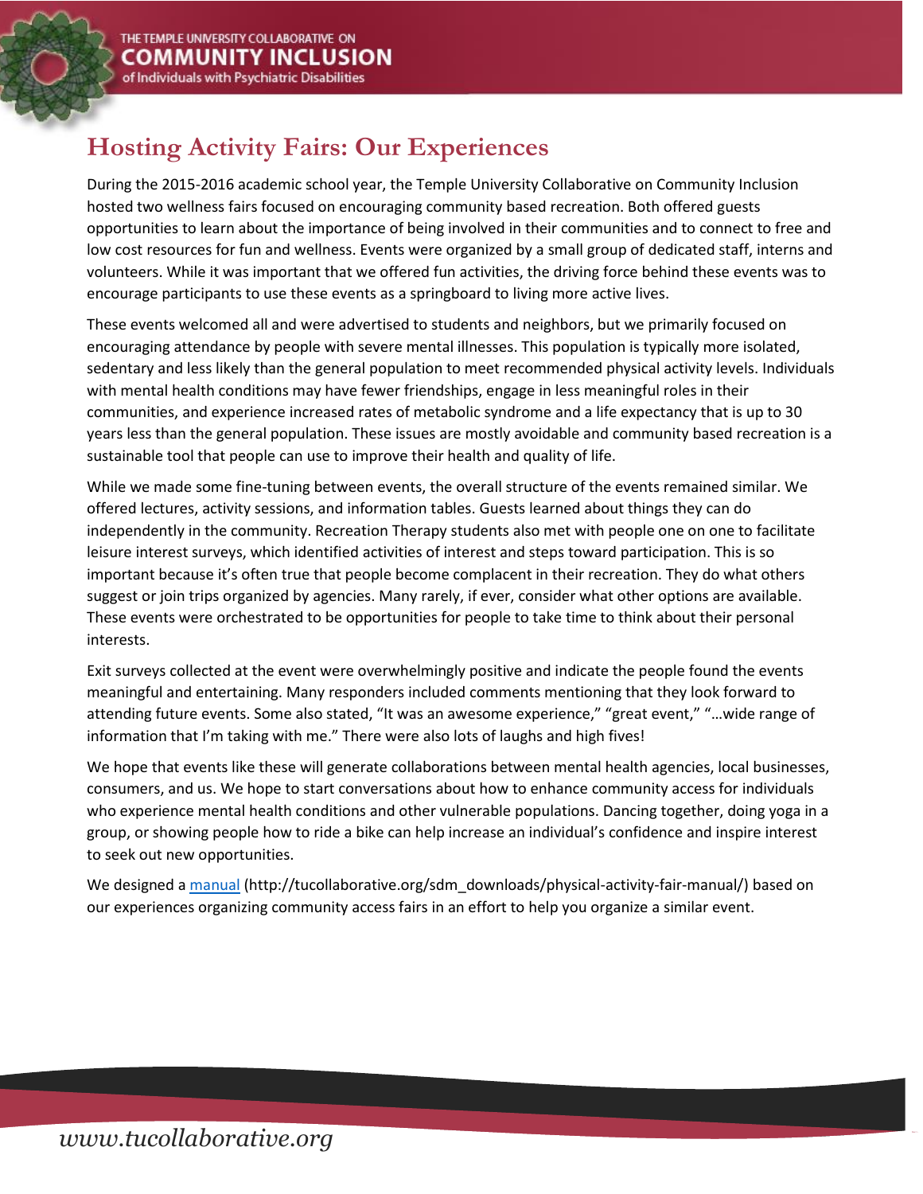# Hosting Activity Fairs: Our Experiences

During the 2015-2016 academic school year, the Temple University Collaborative on Community Inclusion hosted two wellness fairs focused on encouraging community based recreation. Both offered guests opportunities to learn about the importance of being involved in their communities and to connect to free and low cost resources for fun and wellness. Events were organized by a small group of dedicated staff, interns and volunteers. While it was important that we offered fun activities, the driving force behind these events was to encourage participants to use these events as a springboard to living more active lives.

These events welcomed all and were advertised to students and neighbors, but we primarily focused on encouraging attendance by people with severe mental illnesses. This population is typically more isolated, sedentary and less likely than the general population to meet recommended physical activity levels. Individuals with mental health conditions may have fewer friendships, engage in less meaningful roles in their communities, and experience increased rates of metabolic syndrome and a life expectancy that is up to 30 years less than the general population. These issues are mostly avoidable and community based recreation is a sustainable tool that people can use to improve their health and quality of life.

While we made some fine-tuning between events, the overall structure of the events remained similar. We offered lectures, activity sessions, and information tables. Guests learned about things they can do independently in the community. Recreation Therapy students also met with people one on one to facilitate leisure interest surveys, which identified activities of interest and steps toward participation. This is so important because it's often true that people become complacent in their recreation. They do what others suggest or join trips organized by agencies. Many rarely, if ever, consider what other options are available. These events were orchestrated to be opportunities for people to take time to think about their personal interests.

Exit surveys collected at the event were overwhelmingly positive and indicate the people found the events meaningful and entertaining. Many responders included comments mentioning that they look forward to attending future events. Some also stated, "It was an awesome experience," "great event," "…wide range of information that I'm taking with me." There were also lots of laughs and high fives!

We hope that events like these will generate collaborations between mental health agencies, local businesses, consumers, and us. We hope to start conversations about how to enhance community access for individuals who experience mental health conditions and other vulnerable populations. Dancing together, doing yoga in a group, or showing people how to ride a bike can help increase an individual's confidence and inspire interest to seek out new opportunities.

We designed a [manual](http://tucollaborative.org/sdm_downloads/physical-activity-fair-manual/) (http://tucollaborative.org/sdm_downloads/physical-activity-fair-manual/) based on our experiences organizing community access fairs in an effort to help you organize a similar event.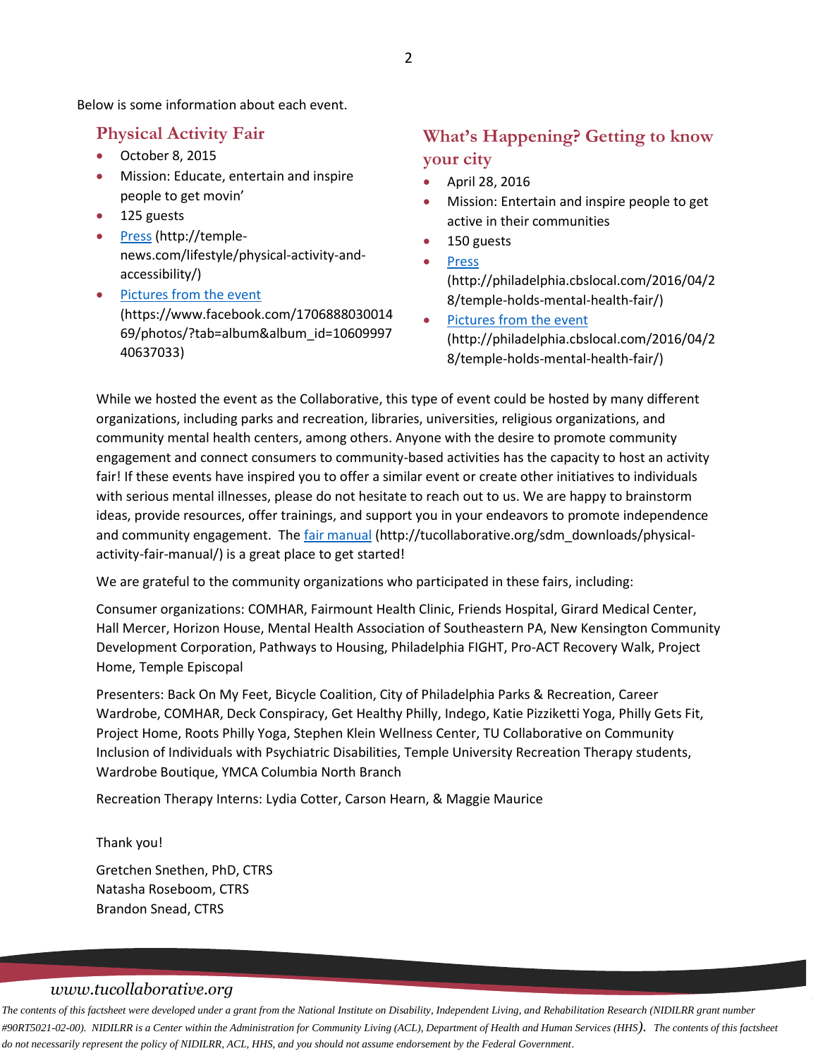Below is some information about each event.

## Physical Activity Fair

- October 8, 2015
- Mission: Educate, entertain and inspire people to get movin'
- 125 guests
- [Press](http://temple-news.com/lifestyle/physical-activity-and-accessibility/) (http://temple-news.com/lifestyle/physical-activity-and-accessibility/)
- [Pictures from the event](https://www.facebook.com/170688803001469/photos/?tab=album&album_id=1060999740637033) (https://www.facebook.com/170688803001469/photos/?tab=album&album_id=1060999740637033)

## What's Happening? Getting to know your city

- April 28, 2016
- Mission: Entertain and inspire people to get active in their communities
- 150 guests
- [Press](http://philadelphia.cbslocal.com/2016/04/28/temple-holds-mental-health-fair/) (http://philadelphia.cbslocal.com/2016/04/28/temple-holds-mental-health-fair/)
- [Pictures from the event](http://philadelphia.cbslocal.com/2016/04/28/temple-holds-mental-health-fair/) (http://philadelphia.cbslocal.com/2016/04/28/temple-holds-mental-health-fair/)

While we hosted the event as the Collaborative, this type of event could be hosted by many different organizations, including parks and recreation, libraries, universities, religious organizations, and community mental health centers, among others. Anyone with the desire to promote community engagement and connect consumers to community-based activities has the capacity to host an activity fair! If these events have inspired you to offer a similar event or create other initiatives to individuals with serious mental illnesses, please do not hesitate to reach out to us. We are happy to brainstorm ideas, provide resources, offer trainings, and support you in your endeavors to promote independence and community engagement. The [fair manual](http://tucollaborative.org/sdm_downloads/physical-activity-fair-manual/) (http://tucollaborative.org/sdm_downloads/physical-activity-fair-manual/) is a great place to get started!

We are grateful to the community organizations who participated in these fairs, including:

Consumer organizations: COMHAR, Fairmount Health Clinic, Friends Hospital, Girard Medical Center, Hall Mercer, Horizon House, Mental Health Association of Southeastern PA, New Kensington Community Development Corporation, Pathways to Housing, Philadelphia FIGHT, Pro-ACT Recovery Walk, Project Home, Temple Episcopal

Presenters: Back On My Feet, Bicycle Coalition, City of Philadelphia Parks & Recreation, Career Wardrobe, COMHAR, Deck Conspiracy, Get Healthy Philly, Indego, Katie Pizziketti Yoga, Philly Gets Fit, Project Home, Roots Philly Yoga, Stephen Klein Wellness Center, TU Collaborative on Community Inclusion of Individuals with Psychiatric Disabilities, Temple University Recreation Therapy students, Wardrobe Boutique, YMCA Columbia North Branch

Recreation Therapy Interns: Lydia Cotter, Carson Hearn, & Maggie Maurice

Thank you!

Gretchen Snethen, PhD, CTRS
Natasha Roseboom, CTRS
Brandon Snead, CTRS

*www.tucollaborative.org*

*The contents of this factsheet were developed under a grant from the National Institute on Disability, Independent Living, and Rehabilitation Research (NIDILRR grant number #90RT5021-02-00). NIDILRR is a Center within the Administration for Community Living (ACL), Department of Health and Human Services (HHS). The contents of this factsheet do not necessarily represent the policy of NIDILRR, ACL, HHS, and you should not assume endorsement by the Federal Government.*